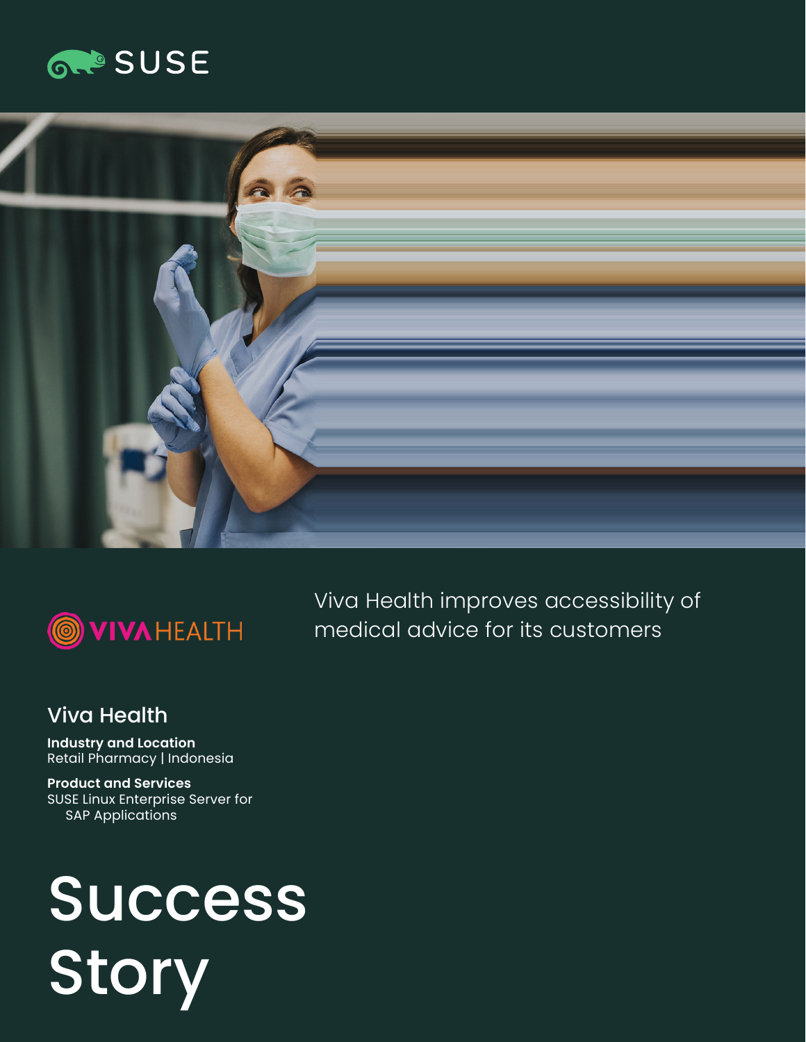SUSE

VIVA HEALTH

Viva Health improves accessibility of medical advice for its customers

## Viva Health

**Industry and Location**
Retail Pharmacy | Indonesia

**Product and Services**
SUSE Linux Enterprise Server for SAP Applications

# Success Story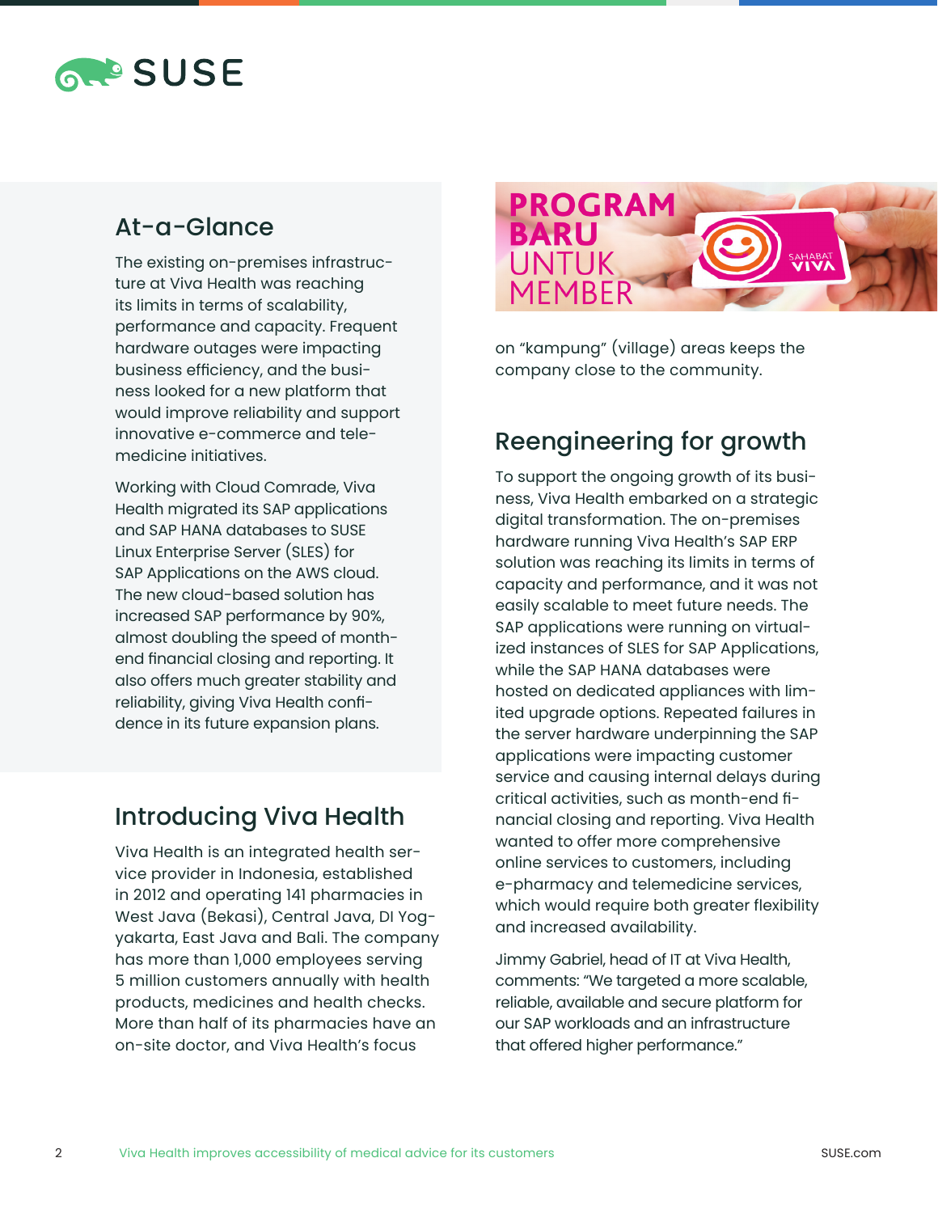## At-a-Glance

The existing on-premises infrastructure at Viva Health was reaching its limits in terms of scalability, performance and capacity. Frequent hardware outages were impacting business efficiency, and the business looked for a new platform that would improve reliability and support innovative e-commerce and telemedicine initiatives.

Working with Cloud Comrade, Viva Health migrated its SAP applications and SAP HANA databases to SUSE Linux Enterprise Server (SLES) for SAP Applications on the AWS cloud. The new cloud-based solution has increased SAP performance by 90%, almost doubling the speed of month-end financial closing and reporting. It also offers much greater stability and reliability, giving Viva Health confidence in its future expansion plans.

## Introducing Viva Health

Viva Health is an integrated health service provider in Indonesia, established in 2012 and operating 141 pharmacies in West Java (Bekasi), Central Java, DI Yogyakarta, East Java and Bali. The company has more than 1,000 employees serving 5 million customers annually with health products, medicines and health checks. More than half of its pharmacies have an on-site doctor, and Viva Health's focus on "kampung" (village) areas keeps the company close to the community.

## Reengineering for growth

To support the ongoing growth of its business, Viva Health embarked on a strategic digital transformation. The on-premises hardware running Viva Health's SAP ERP solution was reaching its limits in terms of capacity and performance, and it was not easily scalable to meet future needs. The SAP applications were running on virtualized instances of SLES for SAP Applications, while the SAP HANA databases were hosted on dedicated appliances with limited upgrade options. Repeated failures in the server hardware underpinning the SAP applications were impacting customer service and causing internal delays during critical activities, such as month-end financial closing and reporting. Viva Health wanted to offer more comprehensive online services to customers, including e-pharmacy and telemedicine services, which would require both greater flexibility and increased availability.

Jimmy Gabriel, head of IT at Viva Health, comments: "We targeted a more scalable, reliable, available and secure platform for our SAP workloads and an infrastructure that offered higher performance."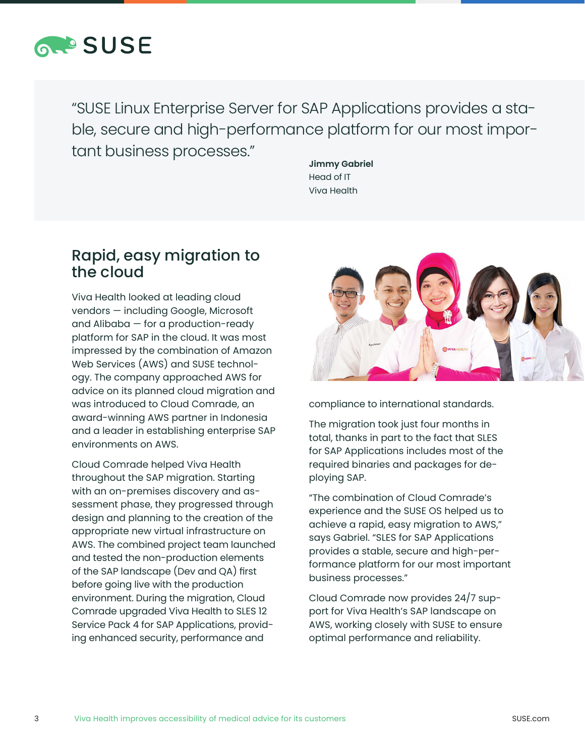> "SUSE Linux Enterprise Server for SAP Applications provides a stable, secure and high-performance platform for our most important business processes."
>
> **Jimmy Gabriel**
> Head of IT
> Viva Health

## Rapid, easy migration to the cloud

Viva Health looked at leading cloud vendors — including Google, Microsoft and Alibaba — for a production-ready platform for SAP in the cloud. It was most impressed by the combination of Amazon Web Services (AWS) and SUSE technology. The company approached AWS for advice on its planned cloud migration and was introduced to Cloud Comrade, an award-winning AWS partner in Indonesia and a leader in establishing enterprise SAP environments on AWS.

Cloud Comrade helped Viva Health throughout the SAP migration. Starting with an on-premises discovery and assessment phase, they progressed through design and planning to the creation of the appropriate new virtual infrastructure on AWS. The combined project team launched and tested the non-production elements of the SAP landscape (Dev and QA) first before going live with the production environment. During the migration, Cloud Comrade upgraded Viva Health to SLES 12 Service Pack 4 for SAP Applications, providing enhanced security, performance and compliance to international standards.

The migration took just four months in total, thanks in part to the fact that SLES for SAP Applications includes most of the required binaries and packages for deploying SAP.

"The combination of Cloud Comrade's experience and the SUSE OS helped us to achieve a rapid, easy migration to AWS," says Gabriel. "SLES for SAP Applications provides a stable, secure and high-performance platform for our most important business processes."

Cloud Comrade now provides 24/7 support for Viva Health's SAP landscape on AWS, working closely with SUSE to ensure optimal performance and reliability.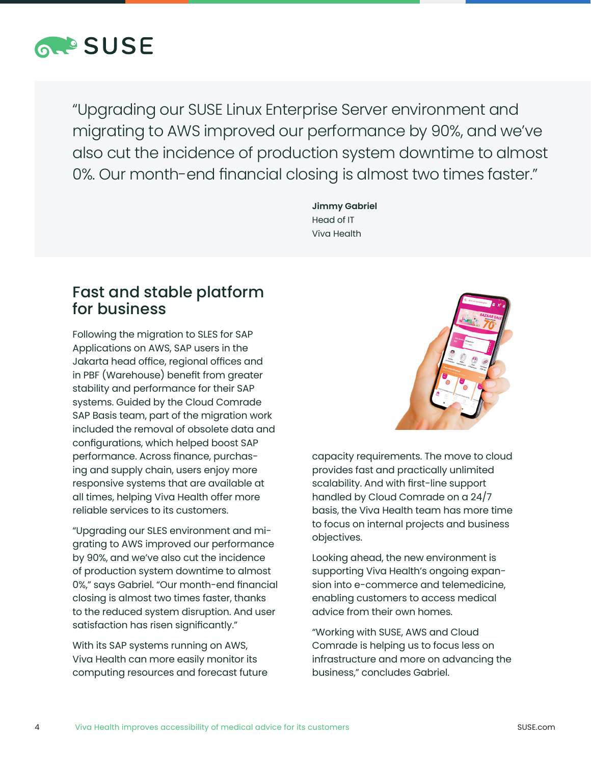> "Upgrading our SUSE Linux Enterprise Server environment and migrating to AWS improved our performance by 90%, and we've also cut the incidence of production system downtime to almost 0%. Our month-end financial closing is almost two times faster."
>
> **Jimmy Gabriel**
> Head of IT
> Viva Health

## Fast and stable platform for business

Following the migration to SLES for SAP Applications on AWS, SAP users in the Jakarta head office, regional offices and in PBF (Warehouse) benefit from greater stability and performance for their SAP systems. Guided by the Cloud Comrade SAP Basis team, part of the migration work included the removal of obsolete data and configurations, which helped boost SAP performance. Across finance, purchasing and supply chain, users enjoy more responsive systems that are available at all times, helping Viva Health offer more reliable services to its customers.

"Upgrading our SLES environment and migrating to AWS improved our performance by 90%, and we've also cut the incidence of production system downtime to almost 0%," says Gabriel. "Our month-end financial closing is almost two times faster, thanks to the reduced system disruption. And user satisfaction has risen significantly."

With its SAP systems running on AWS, Viva Health can more easily monitor its computing resources and forecast future capacity requirements. The move to cloud provides fast and practically unlimited scalability. And with first-line support handled by Cloud Comrade on a 24/7 basis, the Viva Health team has more time to focus on internal projects and business objectives.

Looking ahead, the new environment is supporting Viva Health's ongoing expansion into e-commerce and telemedicine, enabling customers to access medical advice from their own homes.

"Working with SUSE, AWS and Cloud Comrade is helping us to focus less on infrastructure and more on advancing the business," concludes Gabriel.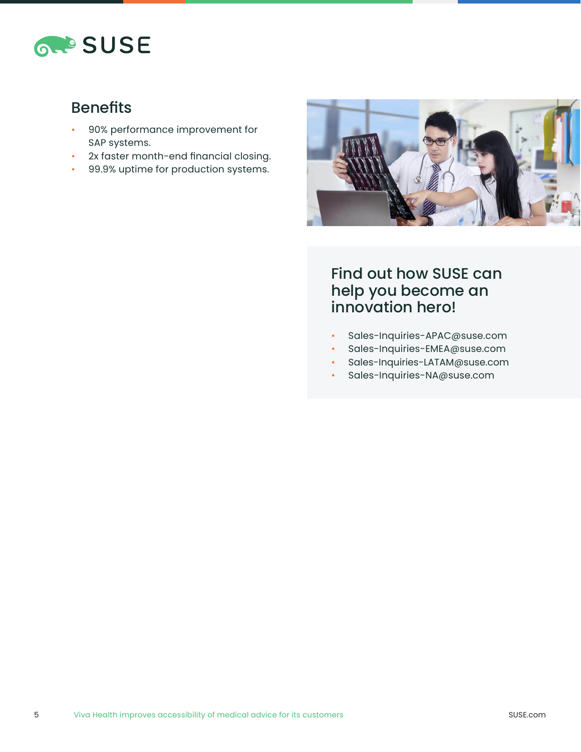## Benefits

- 90% performance improvement for SAP systems.
- 2x faster month-end financial closing.
- 99.9% uptime for production systems.

## Find out how SUSE can help you become an innovation hero!

- Sales-Inquiries-APAC@suse.com
- Sales-Inquiries-EMEA@suse.com
- Sales-Inquiries-LATAM@suse.com
- Sales-Inquiries-NA@suse.com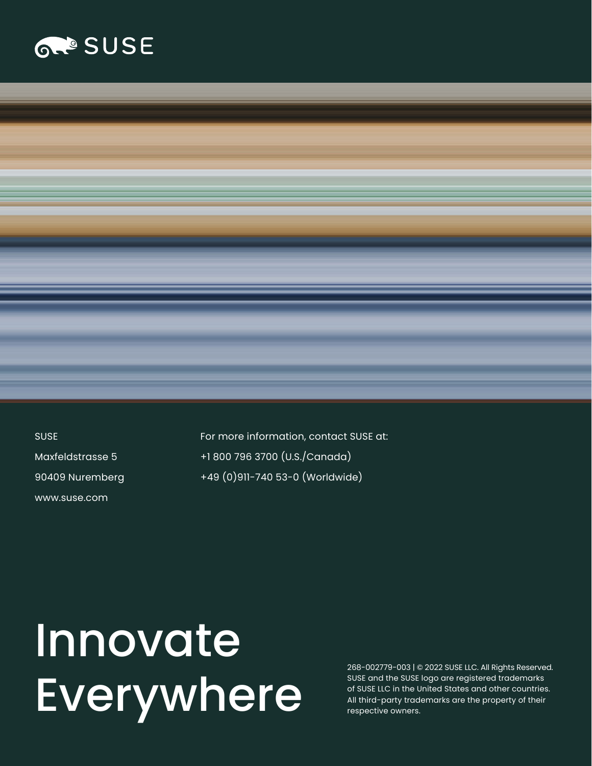SUSE

SUSE

Maxfeldstrasse 5

90409 Nuremberg

www.suse.com

For more information, contact SUSE at:

+1 800 796 3700 (U.S./Canada)

+49 (0)911-740 53-0 (Worldwide)

# Innovate Everywhere

268-002779-003 | © 2022 SUSE LLC. All Rights Reserved. SUSE and the SUSE logo are registered trademarks of SUSE LLC in the United States and other countries. All third-party trademarks are the property of their respective owners.